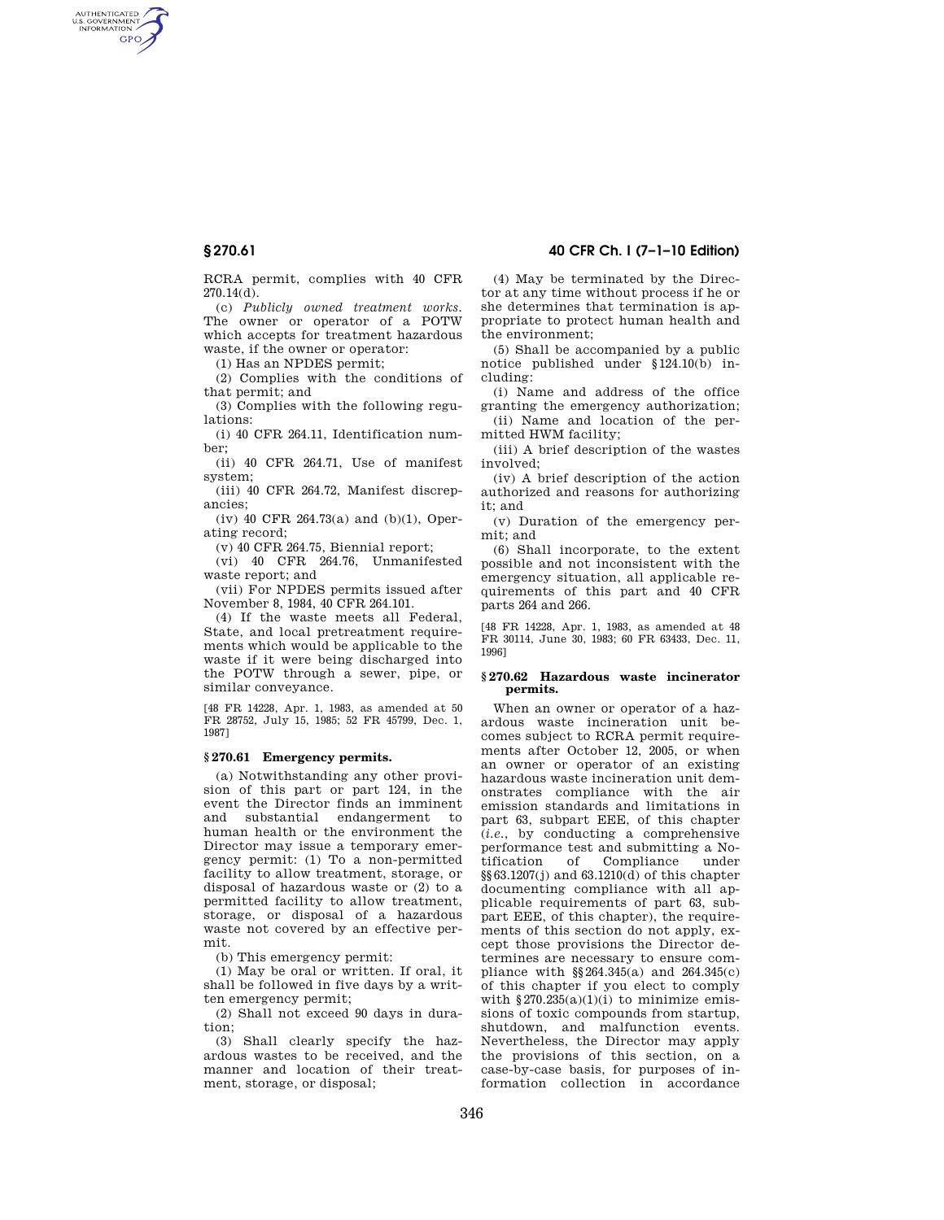RCRA permit, complies with 40 CFR 270.14(d).

(c) *Publicly owned treatment works.* The owner or operator of a POTW which accepts for treatment hazardous waste, if the owner or operator:

(1) Has an NPDES permit;

(2) Complies with the conditions of that permit; and

(3) Complies with the following regulations:

(i) 40 CFR 264.11, Identification number;

(ii) 40 CFR 264.71, Use of manifest system;

(iii) 40 CFR 264.72, Manifest discrepancies;

(iv) 40 CFR 264.73(a) and (b)(1), Operating record;

(v) 40 CFR 264.75, Biennial report;

(vi) 40 CFR 264.76, Unmanifested waste report; and

(vii) For NPDES permits issued after November 8, 1984, 40 CFR 264.101.

(4) If the waste meets all Federal, State, and local pretreatment requirements which would be applicable to the waste if it were being discharged into the POTW through a sewer, pipe, or similar conveyance.

[48 FR 14228, Apr. 1, 1983, as amended at 50 FR 28752, July 15, 1985; 52 FR 45799, Dec. 1, 1987]

### § 270.61 Emergency permits.

(a) Notwithstanding any other provision of this part or part 124, in the event the Director finds an imminent and substantial endangerment to human health or the environment the Director may issue a temporary emergency permit: (1) To a non-permitted facility to allow treatment, storage, or disposal of hazardous waste or (2) to a permitted facility to allow treatment, storage, or disposal of a hazardous waste not covered by an effective permit.

(b) This emergency permit:

(1) May be oral or written. If oral, it shall be followed in five days by a written emergency permit;

(2) Shall not exceed 90 days in duration;

(3) Shall clearly specify the hazardous wastes to be received, and the manner and location of their treatment, storage, or disposal;

(4) May be terminated by the Director at any time without process if he or she determines that termination is appropriate to protect human health and the environment;

(5) Shall be accompanied by a public notice published under §124.10(b) including:

(i) Name and address of the office granting the emergency authorization;

(ii) Name and location of the permitted HWM facility;

(iii) A brief description of the wastes involved;

(iv) A brief description of the action authorized and reasons for authorizing it; and

(v) Duration of the emergency permit; and

(6) Shall incorporate, to the extent possible and not inconsistent with the emergency situation, all applicable requirements of this part and 40 CFR parts 264 and 266.

[48 FR 14228, Apr. 1, 1983, as amended at 48 FR 30114, June 30, 1983; 60 FR 63433, Dec. 11, 1996]

### § 270.62 Hazardous waste incinerator permits.

When an owner or operator of a hazardous waste incineration unit becomes subject to RCRA permit requirements after October 12, 2005, or when an owner or operator of an existing hazardous waste incineration unit demonstrates compliance with the air emission standards and limitations in part 63, subpart EEE, of this chapter (*i.e.*, by conducting a comprehensive performance test and submitting a Notification of Compliance under §§63.1207(j) and 63.1210(d) of this chapter documenting compliance with all applicable requirements of part 63, subpart EEE, of this chapter), the requirements of this section do not apply, except those provisions the Director determines are necessary to ensure compliance with §§264.345(a) and 264.345(c) of this chapter if you elect to comply with §270.235(a)(1)(i) to minimize emissions of toxic compounds from startup, shutdown, and malfunction events. Nevertheless, the Director may apply the provisions of this section, on a case-by-case basis, for purposes of information collection in accordance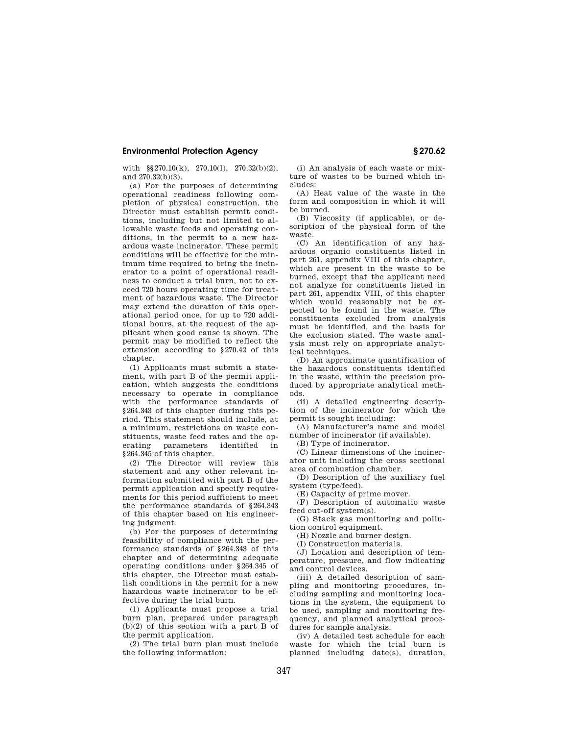with §§270.10(k), 270.10(l), 270.32(b)(2), and 270.32(b)(3).

(a) For the purposes of determining operational readiness following completion of physical construction, the Director must establish permit conditions, including but not limited to allowable waste feeds and operating conditions, in the permit to a new hazardous waste incinerator. These permit conditions will be effective for the minimum time required to bring the incinerator to a point of operational readiness to conduct a trial burn, not to exceed 720 hours operating time for treatment of hazardous waste. The Director may extend the duration of this operational period once, for up to 720 additional hours, at the request of the applicant when good cause is shown. The permit may be modified to reflect the extension according to §270.42 of this chapter.

(1) Applicants must submit a statement, with part B of the permit application, which suggests the conditions necessary to operate in compliance with the performance standards of §264.343 of this chapter during this period. This statement should include, at a minimum, restrictions on waste constituents, waste feed rates and the operating parameters identified in §264.345 of this chapter.

(2) The Director will review this statement and any other relevant information submitted with part B of the permit application and specify requirements for this period sufficient to meet the performance standards of §264.343 of this chapter based on his engineering judgment.

(b) For the purposes of determining feasibility of compliance with the performance standards of §264.343 of this chapter and of determining adequate operating conditions under §264.345 of this chapter, the Director must establish conditions in the permit for a new hazardous waste incinerator to be effective during the trial burn.

(1) Applicants must propose a trial burn plan, prepared under paragraph (b)(2) of this section with a part B of the permit application.

(2) The trial burn plan must include the following information:

(i) An analysis of each waste or mixture of wastes to be burned which includes:

(A) Heat value of the waste in the form and composition in which it will be burned.

(B) Viscosity (if applicable), or description of the physical form of the waste.

(C) An identification of any hazardous organic constituents listed in part 261, appendix VIII of this chapter, which are present in the waste to be burned, except that the applicant need not analyze for constituents listed in part 261, appendix VIII, of this chapter which would reasonably not be expected to be found in the waste. The constituents excluded from analysis must be identified, and the basis for the exclusion stated. The waste analysis must rely on appropriate analytical techniques.

(D) An approximate quantification of the hazardous constituents identified in the waste, within the precision produced by appropriate analytical methods.

(ii) A detailed engineering description of the incinerator for which the permit is sought including:

(A) Manufacturer's name and model number of incinerator (if available).

(B) Type of incinerator.

(C) Linear dimensions of the incinerator unit including the cross sectional area of combustion chamber.

(D) Description of the auxiliary fuel system (type/feed).

(E) Capacity of prime mover.

(F) Description of automatic waste feed cut-off system(s).

(G) Stack gas monitoring and pollution control equipment.

(H) Nozzle and burner design.

(I) Construction materials.

(J) Location and description of temperature, pressure, and flow indicating and control devices.

(iii) A detailed description of sampling and monitoring procedures, including sampling and monitoring locations in the system, the equipment to be used, sampling and monitoring frequency, and planned analytical procedures for sample analysis.

(iv) A detailed test schedule for each waste for which the trial burn is planned including date(s), duration,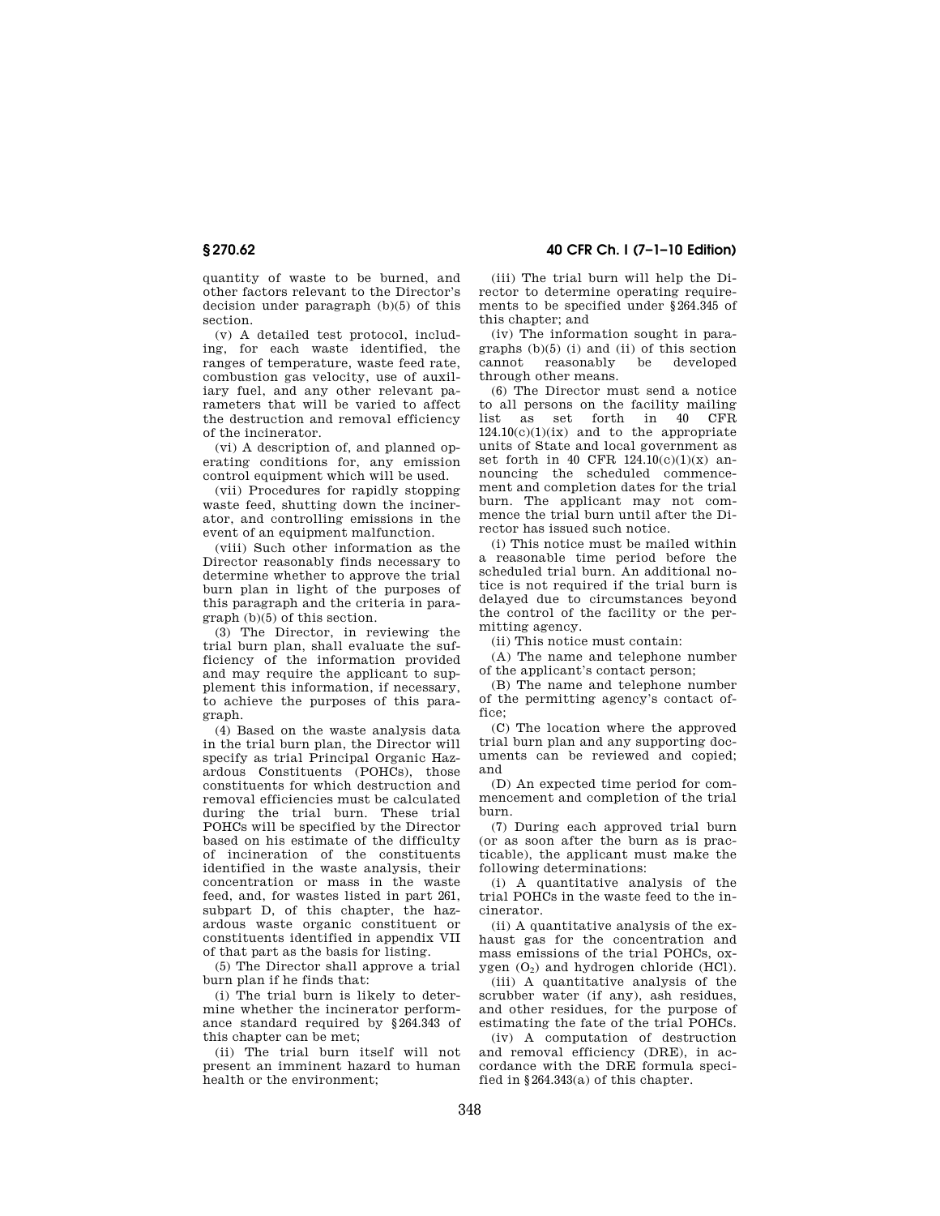quantity of waste to be burned, and other factors relevant to the Director's decision under paragraph (b)(5) of this section.

(v) A detailed test protocol, including, for each waste identified, the ranges of temperature, waste feed rate, combustion gas velocity, use of auxiliary fuel, and any other relevant parameters that will be varied to affect the destruction and removal efficiency of the incinerator.

(vi) A description of, and planned operating conditions for, any emission control equipment which will be used.

(vii) Procedures for rapidly stopping waste feed, shutting down the incinerator, and controlling emissions in the event of an equipment malfunction.

(viii) Such other information as the Director reasonably finds necessary to determine whether to approve the trial burn plan in light of the purposes of this paragraph and the criteria in paragraph (b)(5) of this section.

(3) The Director, in reviewing the trial burn plan, shall evaluate the sufficiency of the information provided and may require the applicant to supplement this information, if necessary, to achieve the purposes of this paragraph.

(4) Based on the waste analysis data in the trial burn plan, the Director will specify as trial Principal Organic Hazardous Constituents (POHCs), those constituents for which destruction and removal efficiencies must be calculated during the trial burn. These trial POHCs will be specified by the Director based on his estimate of the difficulty of incineration of the constituents identified in the waste analysis, their concentration or mass in the waste feed, and, for wastes listed in part 261, subpart D, of this chapter, the hazardous waste organic constituent or constituents identified in appendix VII of that part as the basis for listing.

(5) The Director shall approve a trial burn plan if he finds that:

(i) The trial burn is likely to determine whether the incinerator performance standard required by §264.343 of this chapter can be met;

(ii) The trial burn itself will not present an imminent hazard to human health or the environment;

(iii) The trial burn will help the Director to determine operating requirements to be specified under §264.345 of this chapter; and

(iv) The information sought in paragraphs (b)(5) (i) and (ii) of this section cannot reasonably be developed through other means.

(6) The Director must send a notice to all persons on the facility mailing list as set forth in 40 CFR 124.10(c)(1)(ix) and to the appropriate units of State and local government as set forth in 40 CFR 124.10(c)(1)(x) announcing the scheduled commencement and completion dates for the trial burn. The applicant may not commence the trial burn until after the Director has issued such notice.

(i) This notice must be mailed within a reasonable time period before the scheduled trial burn. An additional notice is not required if the trial burn is delayed due to circumstances beyond the control of the facility or the permitting agency.

(ii) This notice must contain:

(A) The name and telephone number of the applicant's contact person;

(B) The name and telephone number of the permitting agency's contact office;

(C) The location where the approved trial burn plan and any supporting documents can be reviewed and copied; and

(D) An expected time period for commencement and completion of the trial burn.

(7) During each approved trial burn (or as soon after the burn as is practicable), the applicant must make the following determinations:

(i) A quantitative analysis of the trial POHCs in the waste feed to the incinerator.

(ii) A quantitative analysis of the exhaust gas for the concentration and mass emissions of the trial POHCs, oxygen ($O_2$) and hydrogen chloride (HCl).

(iii) A quantitative analysis of the scrubber water (if any), ash residues, and other residues, for the purpose of estimating the fate of the trial POHCs.

(iv) A computation of destruction and removal efficiency (DRE), in accordance with the DRE formula specified in §264.343(a) of this chapter.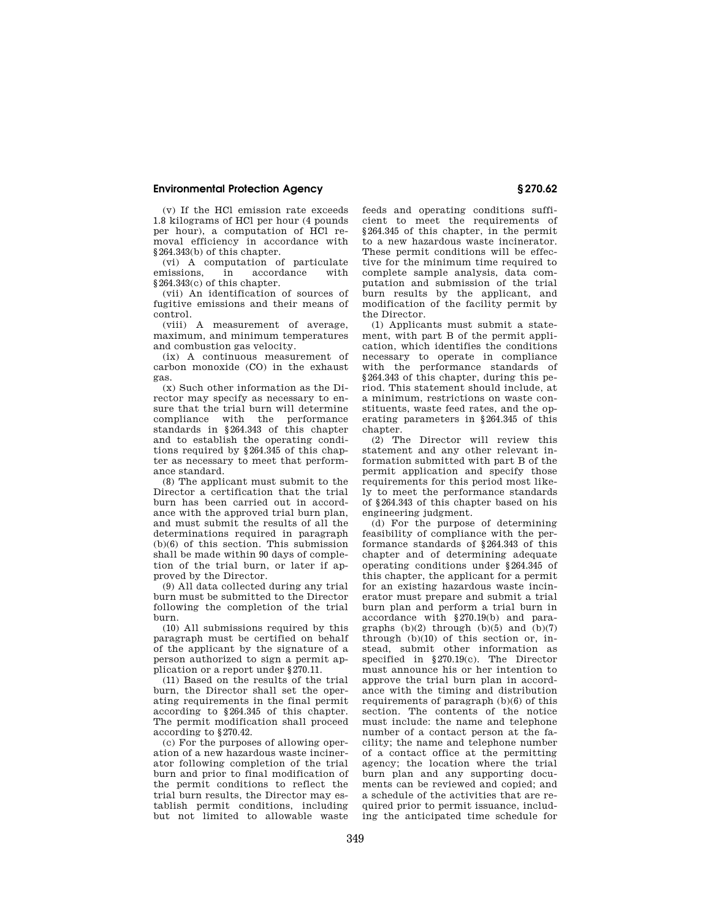(v) If the HCl emission rate exceeds 1.8 kilograms of HCl per hour (4 pounds per hour), a computation of HCl removal efficiency in accordance with §264.343(b) of this chapter.

(vi) A computation of particulate emissions, in accordance with §264.343(c) of this chapter.

(vii) An identification of sources of fugitive emissions and their means of control.

(viii) A measurement of average, maximum, and minimum temperatures and combustion gas velocity.

(ix) A continuous measurement of carbon monoxide (CO) in the exhaust gas.

(x) Such other information as the Director may specify as necessary to ensure that the trial burn will determine compliance with the performance standards in §264.343 of this chapter and to establish the operating conditions required by §264.345 of this chapter as necessary to meet that performance standard.

(8) The applicant must submit to the Director a certification that the trial burn has been carried out in accordance with the approved trial burn plan, and must submit the results of all the determinations required in paragraph (b)(6) of this section. This submission shall be made within 90 days of completion of the trial burn, or later if approved by the Director.

(9) All data collected during any trial burn must be submitted to the Director following the completion of the trial burn.

(10) All submissions required by this paragraph must be certified on behalf of the applicant by the signature of a person authorized to sign a permit application or a report under §270.11.

(11) Based on the results of the trial burn, the Director shall set the operating requirements in the final permit according to §264.345 of this chapter. The permit modification shall proceed according to §270.42.

(c) For the purposes of allowing operation of a new hazardous waste incinerator following completion of the trial burn and prior to final modification of the permit conditions to reflect the trial burn results, the Director may establish permit conditions, including but not limited to allowable waste feeds and operating conditions sufficient to meet the requirements of §264.345 of this chapter, in the permit to a new hazardous waste incinerator. These permit conditions will be effective for the minimum time required to complete sample analysis, data computation and submission of the trial burn results by the applicant, and modification of the facility permit by the Director.

(1) Applicants must submit a statement, with part B of the permit application, which identifies the conditions necessary to operate in compliance with the performance standards of §264.343 of this chapter, during this period. This statement should include, at a minimum, restrictions on waste constituents, waste feed rates, and the operating parameters in §264.345 of this chapter.

(2) The Director will review this statement and any other relevant information submitted with part B of the permit application and specify those requirements for this period most likely to meet the performance standards of §264.343 of this chapter based on his engineering judgment.

(d) For the purpose of determining feasibility of compliance with the performance standards of §264.343 of this chapter and of determining adequate operating conditions under §264.345 of this chapter, the applicant for a permit for an existing hazardous waste incinerator must prepare and submit a trial burn plan and perform a trial burn in accordance with §270.19(b) and paragraphs (b)(2) through (b)(5) and (b)(7) through (b)(10) of this section or, instead, submit other information as specified in §270.19(c). The Director must announce his or her intention to approve the trial burn plan in accordance with the timing and distribution requirements of paragraph (b)(6) of this section. The contents of the notice must include: the name and telephone number of a contact person at the facility; the name and telephone number of a contact office at the permitting agency; the location where the trial burn plan and any supporting documents can be reviewed and copied; and a schedule of the activities that are required prior to permit issuance, including the anticipated time schedule for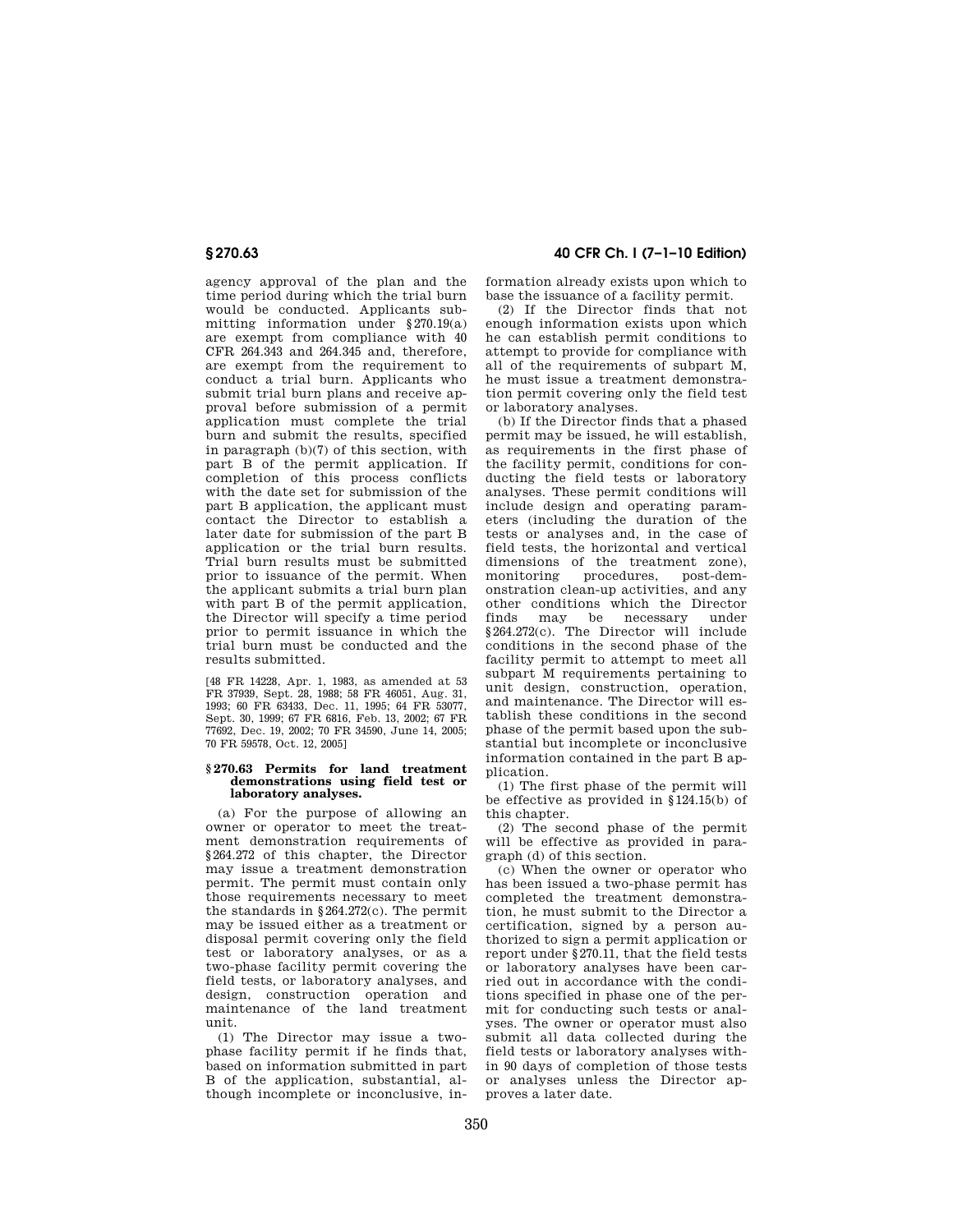agency approval of the plan and the time period during which the trial burn would be conducted. Applicants submitting information under §270.19(a) are exempt from compliance with 40 CFR 264.343 and 264.345 and, therefore, are exempt from the requirement to conduct a trial burn. Applicants who submit trial burn plans and receive approval before submission of a permit application must complete the trial burn and submit the results, specified in paragraph (b)(7) of this section, with part B of the permit application. If completion of this process conflicts with the date set for submission of the part B application, the applicant must contact the Director to establish a later date for submission of the part B application or the trial burn results. Trial burn results must be submitted prior to issuance of the permit. When the applicant submits a trial burn plan with part B of the permit application, the Director will specify a time period prior to permit issuance in which the trial burn must be conducted and the results submitted.

[48 FR 14228, Apr. 1, 1983, as amended at 53 FR 37939, Sept. 28, 1988; 58 FR 46051, Aug. 31, 1993; 60 FR 63433, Dec. 11, 1995; 64 FR 53077, Sept. 30, 1999; 67 FR 6816, Feb. 13, 2002; 67 FR 77692, Dec. 19, 2002; 70 FR 34590, June 14, 2005; 70 FR 59578, Oct. 12, 2005]

### §270.63 Permits for land treatment demonstrations using field test or laboratory analyses.

(a) For the purpose of allowing an owner or operator to meet the treatment demonstration requirements of §264.272 of this chapter, the Director may issue a treatment demonstration permit. The permit must contain only those requirements necessary to meet the standards in §264.272(c). The permit may be issued either as a treatment or disposal permit covering only the field test or laboratory analyses, or as a two-phase facility permit covering the field tests, or laboratory analyses, and design, construction operation and maintenance of the land treatment unit.

(1) The Director may issue a two-phase facility permit if he finds that, based on information submitted in part B of the application, substantial, although incomplete or inconclusive, information already exists upon which to base the issuance of a facility permit.

(2) If the Director finds that not enough information exists upon which he can establish permit conditions to attempt to provide for compliance with all of the requirements of subpart M, he must issue a treatment demonstration permit covering only the field test or laboratory analyses.

(b) If the Director finds that a phased permit may be issued, he will establish, as requirements in the first phase of the facility permit, conditions for conducting the field tests or laboratory analyses. These permit conditions will include design and operating parameters (including the duration of the tests or analyses and, in the case of field tests, the horizontal and vertical dimensions of the treatment zone), monitoring procedures, post-demonstration clean-up activities, and any other conditions which the Director finds may be necessary under §264.272(c). The Director will include conditions in the second phase of the facility permit to attempt to meet all subpart M requirements pertaining to unit design, construction, operation, and maintenance. The Director will establish these conditions in the second phase of the permit based upon the substantial but incomplete or inconclusive information contained in the part B application.

(1) The first phase of the permit will be effective as provided in §124.15(b) of this chapter.

(2) The second phase of the permit will be effective as provided in paragraph (d) of this section.

(c) When the owner or operator who has been issued a two-phase permit has completed the treatment demonstration, he must submit to the Director a certification, signed by a person authorized to sign a permit application or report under §270.11, that the field tests or laboratory analyses have been carried out in accordance with the conditions specified in phase one of the permit for conducting such tests or analyses. The owner or operator must also submit all data collected during the field tests or laboratory analyses within 90 days of completion of those tests or analyses unless the Director approves a later date.